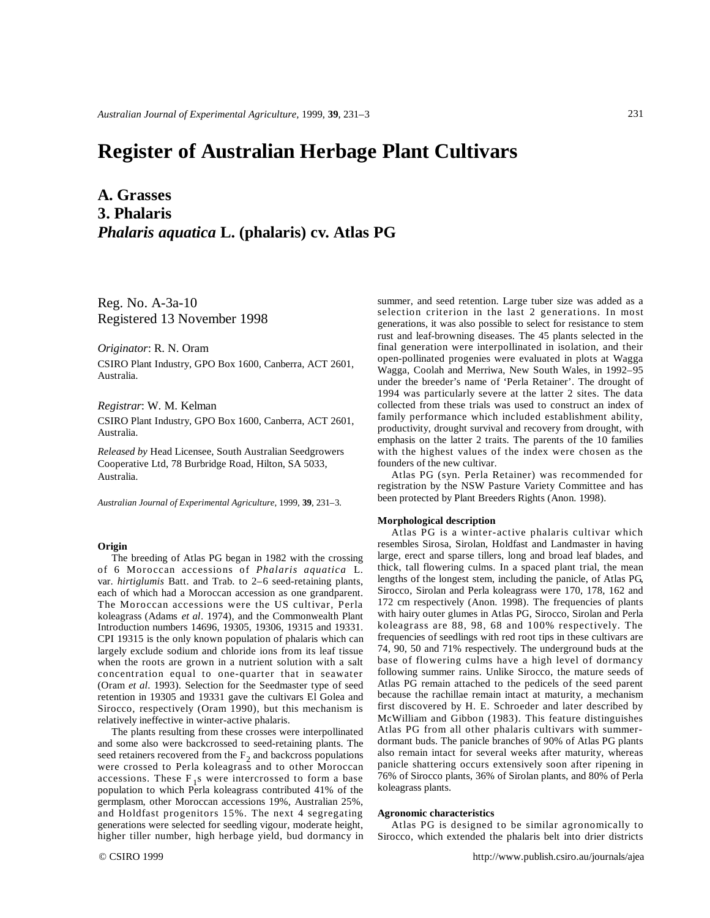# Register of Australian Herbage Plant Cultivars

## A. Grasses
## 3. Phalaris
## *Phalaris aquatica* L. (phalaris) cv. Atlas PG

Reg. No. A-3a-10
Registered 13 November 1998

*Originator*: R. N. Oram

CSIRO Plant Industry, GPO Box 1600, Canberra, ACT 2601, Australia.

*Registrar*: W. M. Kelman

CSIRO Plant Industry, GPO Box 1600, Canberra, ACT 2601, Australia.

*Released by* Head Licensee, South Australian Seedgrowers Cooperative Ltd, 78 Burbridge Road, Hilton, SA 5033, Australia.

*Australian Journal of Experimental Agriculture*, 1999, **39**, 231–3.

#### Origin

The breeding of Atlas PG began in 1982 with the crossing of 6 Moroccan accessions of *Phalaris aquatica* L. var. *hirtiglumis* Batt. and Trab. to 2–6 seed-retaining plants, each of which had a Moroccan accession as one grandparent. The Moroccan accessions were the US cultivar, Perla koleagrass (Adams *et al*. 1974), and the Commonwealth Plant Introduction numbers 14696, 19305, 19306, 19315 and 19331. CPI 19315 is the only known population of phalaris which can largely exclude sodium and chloride ions from its leaf tissue when the roots are grown in a nutrient solution with a salt concentration equal to one-quarter that in seawater (Oram *et al*. 1993). Selection for the Seedmaster type of seed retention in 19305 and 19331 gave the cultivars El Golea and Sirocco, respectively (Oram 1990), but this mechanism is relatively ineffective in winter-active phalaris.

The plants resulting from these crosses were interpollinated and some also were backcrossed to seed-retaining plants. The seed retainers recovered from the $F_2$ and backcross populations were crossed to Perla koleagrass and to other Moroccan accessions. These $F_1$s were intercrossed to form a base population to which Perla koleagrass contributed 41% of the germplasm, other Moroccan accessions 19%, Australian 25%, and Holdfast progenitors 15%. The next 4 segregating generations were selected for seedling vigour, moderate height, higher tiller number, high herbage yield, bud dormancy in summer, and seed retention. Large tuber size was added as a selection criterion in the last 2 generations. In most generations, it was also possible to select for resistance to stem rust and leaf-browning diseases. The 45 plants selected in the final generation were interpollinated in isolation, and their open-pollinated progenies were evaluated in plots at Wagga Wagga, Coolah and Merriwa, New South Wales, in 1992–95 under the breeder's name of 'Perla Retainer'. The drought of 1994 was particularly severe at the latter 2 sites. The data collected from these trials was used to construct an index of family performance which included establishment ability, productivity, drought survival and recovery from drought, with emphasis on the latter 2 traits. The parents of the 10 families with the highest values of the index were chosen as the founders of the new cultivar.

Atlas PG (syn. Perla Retainer) was recommended for registration by the NSW Pasture Variety Committee and has been protected by Plant Breeders Rights (Anon. 1998).

#### Morphological description

Atlas PG is a winter-active phalaris cultivar which resembles Sirosa, Sirolan, Holdfast and Landmaster in having large, erect and sparse tillers, long and broad leaf blades, and thick, tall flowering culms. In a spaced plant trial, the mean lengths of the longest stem, including the panicle, of Atlas PG, Sirocco, Sirolan and Perla koleagrass were 170, 178, 162 and 172 cm respectively (Anon. 1998). The frequencies of plants with hairy outer glumes in Atlas PG, Sirocco, Sirolan and Perla koleagrass are 88, 98, 68 and 100% respectively. The frequencies of seedlings with red root tips in these cultivars are 74, 90, 50 and 71% respectively. The underground buds at the base of flowering culms have a high level of dormancy following summer rains. Unlike Sirocco, the mature seeds of Atlas PG remain attached to the pedicels of the seed parent because the rachillae remain intact at maturity, a mechanism first discovered by H. E. Schroeder and later described by McWilliam and Gibbon (1983). This feature distinguishes Atlas PG from all other phalaris cultivars with summer-dormant buds. The panicle branches of 90% of Atlas PG plants also remain intact for several weeks after maturity, whereas panicle shattering occurs extensively soon after ripening in 76% of Sirocco plants, 36% of Sirolan plants, and 80% of Perla koleagrass plants.

#### Agronomic characteristics

Atlas PG is designed to be similar agronomically to Sirocco, which extended the phalaris belt into drier districts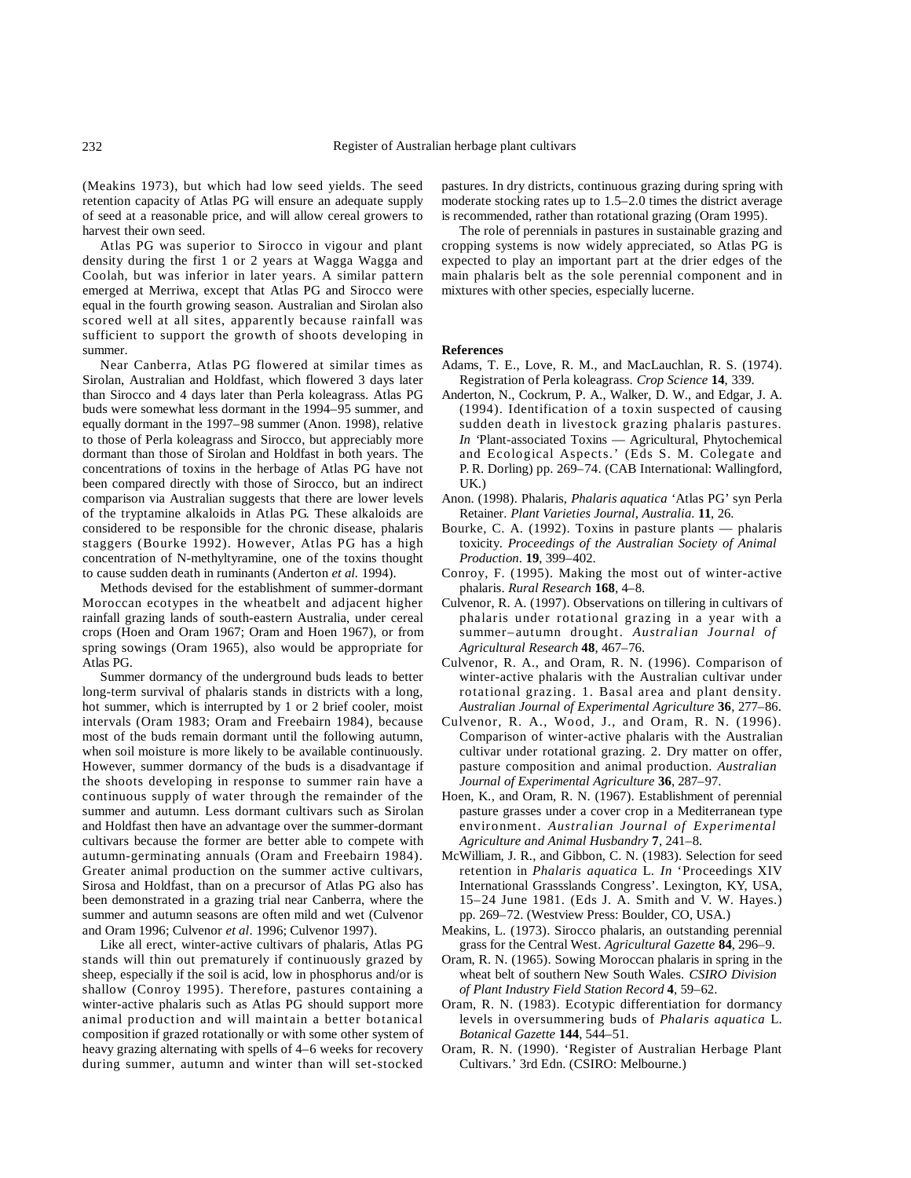(Meakins 1973), but which had low seed yields. The seed retention capacity of Atlas PG will ensure an adequate supply of seed at a reasonable price, and will allow cereal growers to harvest their own seed.

Atlas PG was superior to Sirocco in vigour and plant density during the first 1 or 2 years at Wagga Wagga and Coolah, but was inferior in later years. A similar pattern emerged at Merriwa, except that Atlas PG and Sirocco were equal in the fourth growing season. Australian and Sirolan also scored well at all sites, apparently because rainfall was sufficient to support the growth of shoots developing in summer.

Near Canberra, Atlas PG flowered at similar times as Sirolan, Australian and Holdfast, which flowered 3 days later than Sirocco and 4 days later than Perla koleagrass. Atlas PG buds were somewhat less dormant in the 1994–95 summer, and equally dormant in the 1997–98 summer (Anon. 1998), relative to those of Perla koleagrass and Sirocco, but appreciably more dormant than those of Sirolan and Holdfast in both years. The concentrations of toxins in the herbage of Atlas PG have not been compared directly with those of Sirocco, but an indirect comparison via Australian suggests that there are lower levels of the tryptamine alkaloids in Atlas PG. These alkaloids are considered to be responsible for the chronic disease, phalaris staggers (Bourke 1992). However, Atlas PG has a high concentration of N-methyltyramine, one of the toxins thought to cause sudden death in ruminants (Anderton *et al.* 1994).

Methods devised for the establishment of summer-dormant Moroccan ecotypes in the wheatbelt and adjacent higher rainfall grazing lands of south-eastern Australia, under cereal crops (Hoen and Oram 1967; Oram and Hoen 1967), or from spring sowings (Oram 1965), also would be appropriate for Atlas PG.

Summer dormancy of the underground buds leads to better long-term survival of phalaris stands in districts with a long, hot summer, which is interrupted by 1 or 2 brief cooler, moist intervals (Oram 1983; Oram and Freebairn 1984), because most of the buds remain dormant until the following autumn, when soil moisture is more likely to be available continuously. However, summer dormancy of the buds is a disadvantage if the shoots developing in response to summer rain have a continuous supply of water through the remainder of the summer and autumn. Less dormant cultivars such as Sirolan and Holdfast then have an advantage over the summer-dormant cultivars because the former are better able to compete with autumn-germinating annuals (Oram and Freebairn 1984). Greater animal production on the summer active cultivars, Sirosa and Holdfast, than on a precursor of Atlas PG also has been demonstrated in a grazing trial near Canberra, where the summer and autumn seasons are often mild and wet (Culvenor and Oram 1996; Culvenor *et al*. 1996; Culvenor 1997).

Like all erect, winter-active cultivars of phalaris, Atlas PG stands will thin out prematurely if continuously grazed by sheep, especially if the soil is acid, low in phosphorus and/or is shallow (Conroy 1995). Therefore, pastures containing a winter-active phalaris such as Atlas PG should support more animal production and will maintain a better botanical composition if grazed rotationally or with some other system of heavy grazing alternating with spells of 4–6 weeks for recovery during summer, autumn and winter than will set-stocked pastures. In dry districts, continuous grazing during spring with moderate stocking rates up to 1.5–2.0 times the district average is recommended, rather than rotational grazing (Oram 1995).

The role of perennials in pastures in sustainable grazing and cropping systems is now widely appreciated, so Atlas PG is expected to play an important part at the drier edges of the main phalaris belt as the sole perennial component and in mixtures with other species, especially lucerne.

## References

Adams, T. E., Love, R. M., and MacLauchlan, R. S. (1974). Registration of Perla koleagrass. *Crop Science* **14**, 339.

Anderton, N., Cockrum, P. A., Walker, D. W., and Edgar, J. A. (1994). Identification of a toxin suspected of causing sudden death in livestock grazing phalaris pastures. *In* 'Plant-associated Toxins — Agricultural, Phytochemical and Ecological Aspects.' (Eds S. M. Colegate and P. R. Dorling) pp. 269–74. (CAB International: Wallingford, UK.)

Anon. (1998). Phalaris, *Phalaris aquatica* 'Atlas PG' syn Perla Retainer. *Plant Varieties Journal, Australia*. **11**, 26.

Bourke, C. A. (1992). Toxins in pasture plants — phalaris toxicity. *Proceedings of the Australian Society of Animal Production*. **19**, 399–402.

Conroy, F. (1995). Making the most out of winter-active phalaris. *Rural Research* **168**, 4–8.

Culvenor, R. A. (1997). Observations on tillering in cultivars of phalaris under rotational grazing in a year with a summer–autumn drought. *Australian Journal of Agricultural Research* **48**, 467–76.

Culvenor, R. A., and Oram, R. N. (1996). Comparison of winter-active phalaris with the Australian cultivar under rotational grazing. 1. Basal area and plant density. *Australian Journal of Experimental Agriculture* **36**, 277–86.

Culvenor, R. A., Wood, J., and Oram, R. N. (1996). Comparison of winter-active phalaris with the Australian cultivar under rotational grazing. 2. Dry matter on offer, pasture composition and animal production. *Australian Journal of Experimental Agriculture* **36**, 287–97.

Hoen, K., and Oram, R. N. (1967). Establishment of perennial pasture grasses under a cover crop in a Mediterranean type environment. *Australian Journal of Experimental Agriculture and Animal Husbandry* **7**, 241–8.

McWilliam, J. R., and Gibbon, C. N. (1983). Selection for seed retention in *Phalaris aquatica* L. *In* 'Proceedings XIV International Grasslands Congress'. Lexington, KY, USA, 15–24 June 1981. (Eds J. A. Smith and V. W. Hayes.) pp. 269–72. (Westview Press: Boulder, CO, USA.)

Meakins, L. (1973). Sirocco phalaris, an outstanding perennial grass for the Central West. *Agricultural Gazette* **84**, 296–9.

Oram, R. N. (1965). Sowing Moroccan phalaris in spring in the wheat belt of southern New South Wales. *CSIRO Division of Plant Industry Field Station Record* **4**, 59–62.

Oram, R. N. (1983). Ecotypic differentiation for dormancy levels in oversummering buds of *Phalaris aquatica* L. *Botanical Gazette* **144**, 544–51.

Oram, R. N. (1990). 'Register of Australian Herbage Plant Cultivars.' 3rd Edn. (CSIRO: Melbourne.)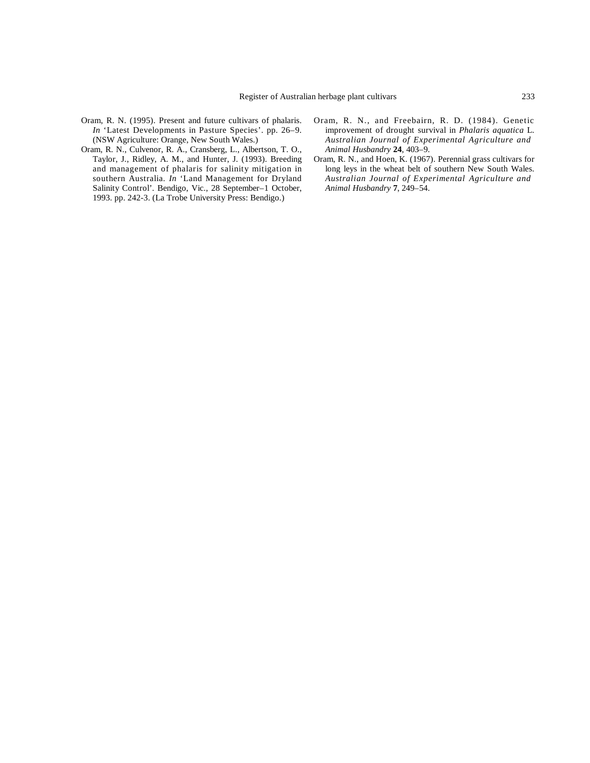Oram, R. N. (1995). Present and future cultivars of phalaris. *In* 'Latest Developments in Pasture Species'. pp. 26–9. (NSW Agriculture: Orange, New South Wales.)

Oram, R. N., Culvenor, R. A., Cransberg, L., Albertson, T. O., Taylor, J., Ridley, A. M., and Hunter, J. (1993). Breeding and management of phalaris for salinity mitigation in southern Australia. *In* 'Land Management for Dryland Salinity Control'. Bendigo, Vic., 28 September–1 October, 1993. pp. 242-3. (La Trobe University Press: Bendigo.)

Oram, R. N., and Freebairn, R. D. (1984). Genetic improvement of drought survival in *Phalaris aquatica* L. *Australian Journal of Experimental Agriculture and Animal Husbandry* **24**, 403–9.

Oram, R. N., and Hoen, K. (1967). Perennial grass cultivars for long leys in the wheat belt of southern New South Wales. *Australian Journal of Experimental Agriculture and Animal Husbandry* **7**, 249–54.